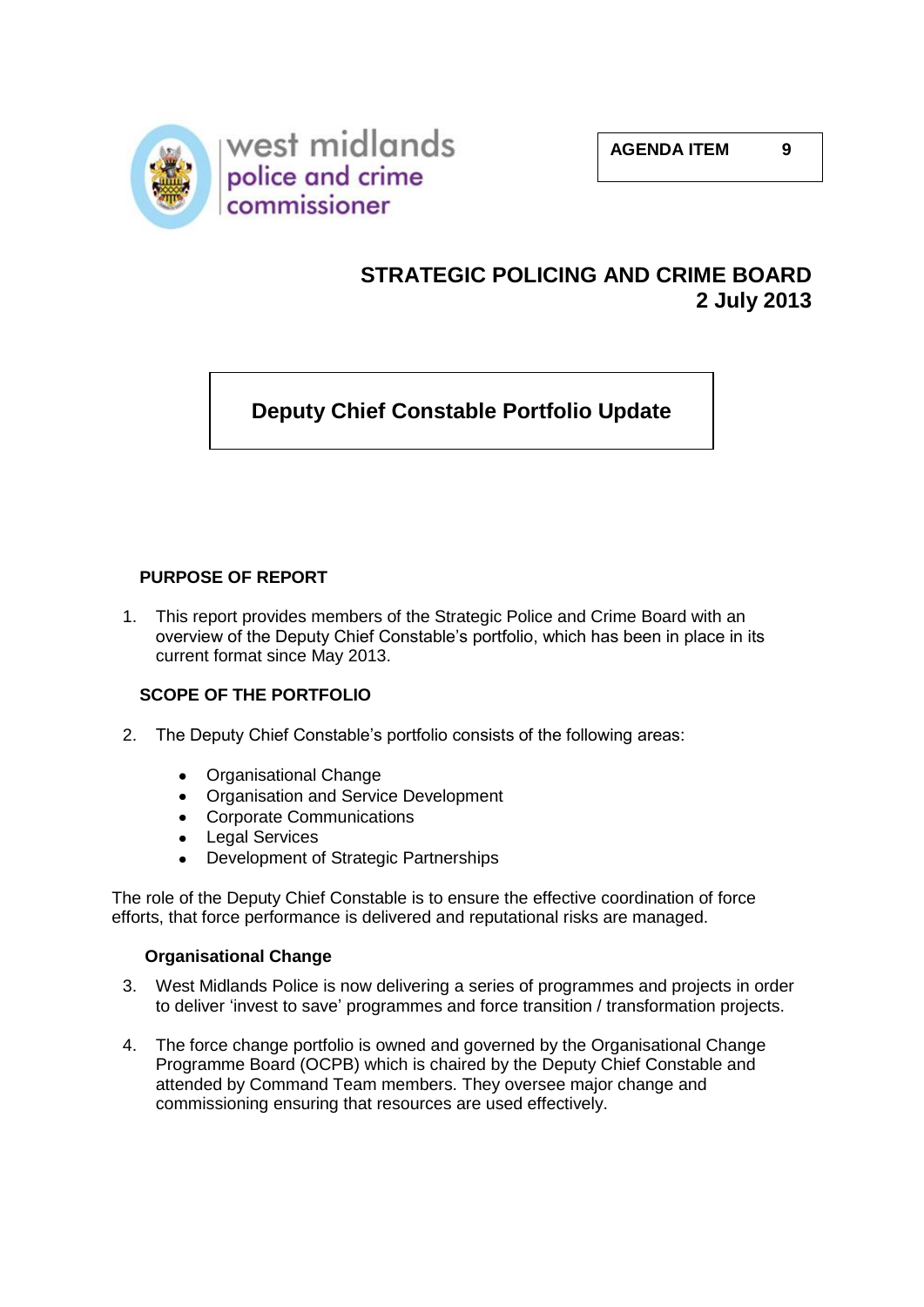west midlands police and crime commissioner

**AGENDA ITEM 9**

# STRATEGIC POLICING AND CRIME BOARD
**2 July 2013**

# Deputy Chief Constable Portfolio Update

## PURPOSE OF REPORT

1. This report provides members of the Strategic Police and Crime Board with an overview of the Deputy Chief Constable's portfolio, which has been in place in its current format since May 2013.

## SCOPE OF THE PORTFOLIO

2. The Deputy Chief Constable's portfolio consists of the following areas:

   - Organisational Change
   - Organisation and Service Development
   - Corporate Communications
   - Legal Services
   - Development of Strategic Partnerships

The role of the Deputy Chief Constable is to ensure the effective coordination of force efforts, that force performance is delivered and reputational risks are managed.

### Organisational Change

3. West Midlands Police is now delivering a series of programmes and projects in order to deliver 'invest to save' programmes and force transition / transformation projects.

4. The force change portfolio is owned and governed by the Organisational Change Programme Board (OCPB) which is chaired by the Deputy Chief Constable and attended by Command Team members. They oversee major change and commissioning ensuring that resources are used effectively.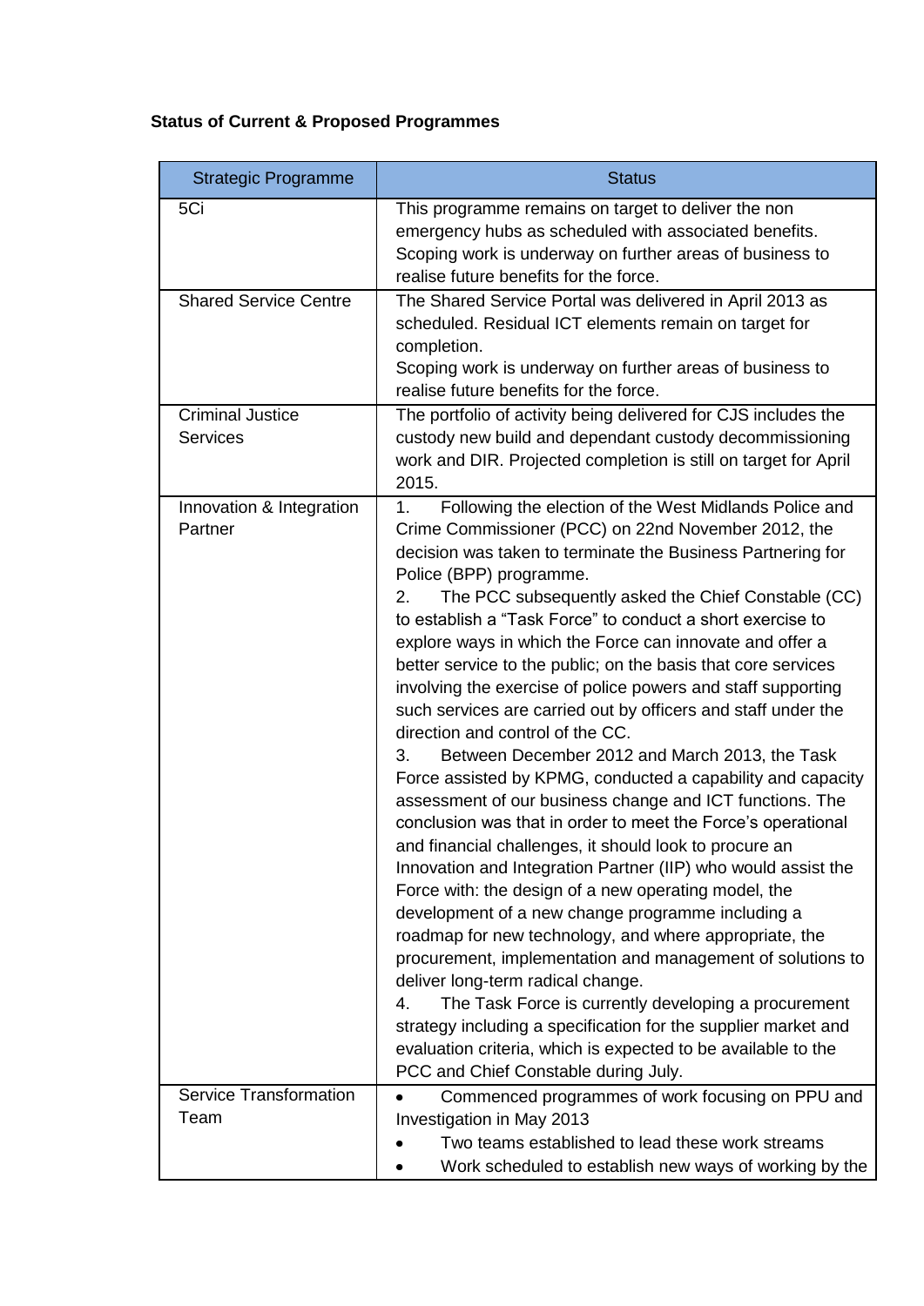**Status of Current & Proposed Programmes**

| Strategic Programme | Status |
|---|---|
| 5Ci | This programme remains on target to deliver the non emergency hubs as scheduled with associated benefits. Scoping work is underway on further areas of business to realise future benefits for the force. |
| Shared Service Centre | The Shared Service Portal was delivered in April 2013 as scheduled. Residual ICT elements remain on target for completion.<br>Scoping work is underway on further areas of business to realise future benefits for the force. |
| Criminal Justice Services | The portfolio of activity being delivered for CJS includes the custody new build and dependant custody decommissioning work and DIR. Projected completion is still on target for April 2015. |
| Innovation & Integration Partner | 1. Following the election of the West Midlands Police and Crime Commissioner (PCC) on 22nd November 2012, the decision was taken to terminate the Business Partnering for Police (BPP) programme.<br>2. The PCC subsequently asked the Chief Constable (CC) to establish a "Task Force" to conduct a short exercise to explore ways in which the Force can innovate and offer a better service to the public; on the basis that core services involving the exercise of police powers and staff supporting such services are carried out by officers and staff under the direction and control of the CC.<br>3. Between December 2012 and March 2013, the Task Force assisted by KPMG, conducted a capability and capacity assessment of our business change and ICT functions. The conclusion was that in order to meet the Force's operational and financial challenges, it should look to procure an Innovation and Integration Partner (IIP) who would assist the Force with: the design of a new operating model, the development of a new change programme including a roadmap for new technology, and where appropriate, the procurement, implementation and management of solutions to deliver long-term radical change.<br>4. The Task Force is currently developing a procurement strategy including a specification for the supplier market and evaluation criteria, which is expected to be available to the PCC and Chief Constable during July. |
| Service Transformation Team | • Commenced programmes of work focusing on PPU and Investigation in May 2013<br>• Two teams established to lead these work streams<br>• Work scheduled to establish new ways of working by the |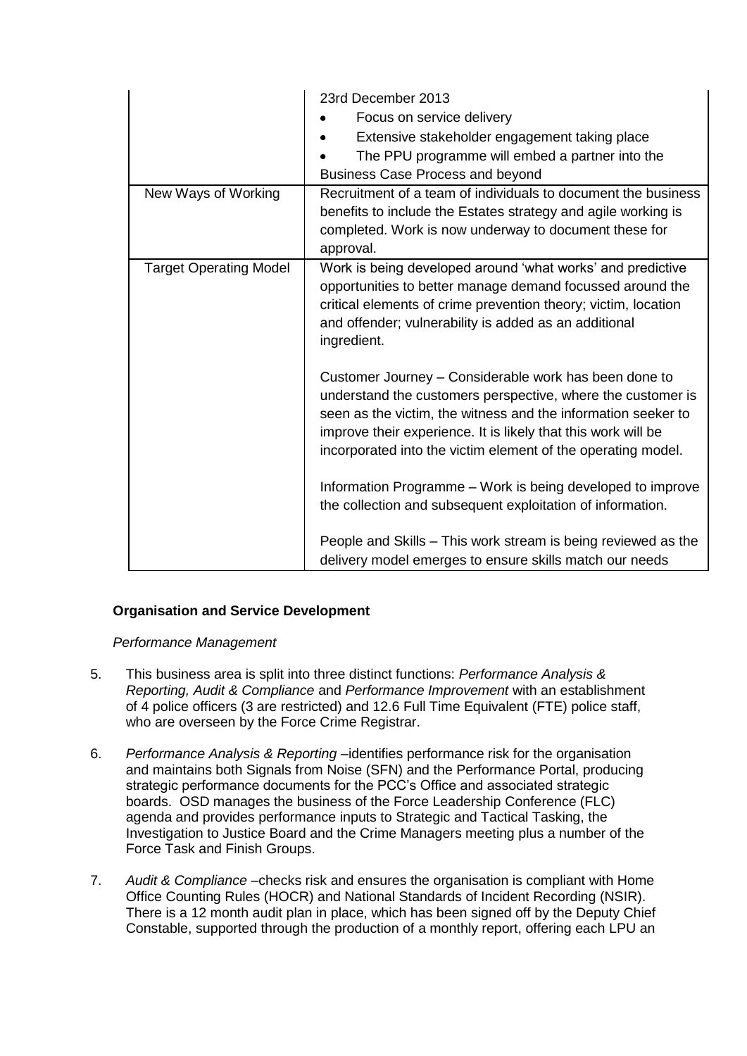| | |
|---|---|
| | 23rd December 2013<br>• Focus on service delivery<br>• Extensive stakeholder engagement taking place<br>• The PPU programme will embed a partner into the Business Case Process and beyond |
| New Ways of Working | Recruitment of a team of individuals to document the business benefits to include the Estates strategy and agile working is completed. Work is now underway to document these for approval. |
| Target Operating Model | Work is being developed around 'what works' and predictive opportunities to better manage demand focussed around the critical elements of crime prevention theory; victim, location and offender; vulnerability is added as an additional ingredient.<br><br>Customer Journey – Considerable work has been done to understand the customers perspective, where the customer is seen as the victim, the witness and the information seeker to improve their experience. It is likely that this work will be incorporated into the victim element of the operating model.<br><br>Information Programme – Work is being developed to improve the collection and subsequent exploitation of information.<br><br>People and Skills – This work stream is being reviewed as the delivery model emerges to ensure skills match our needs |

**Organisation and Service Development**

*Performance Management*

5. This business area is split into three distinct functions: *Performance Analysis & Reporting, Audit & Compliance* and *Performance Improvement* with an establishment of 4 police officers (3 are restricted) and 12.6 Full Time Equivalent (FTE) police staff, who are overseen by the Force Crime Registrar.

6. *Performance Analysis & Reporting* –identifies performance risk for the organisation and maintains both Signals from Noise (SFN) and the Performance Portal, producing strategic performance documents for the PCC's Office and associated strategic boards. OSD manages the business of the Force Leadership Conference (FLC) agenda and provides performance inputs to Strategic and Tactical Tasking, the Investigation to Justice Board and the Crime Managers meeting plus a number of the Force Task and Finish Groups.

7. *Audit & Compliance* –checks risk and ensures the organisation is compliant with Home Office Counting Rules (HOCR) and National Standards of Incident Recording (NSIR). There is a 12 month audit plan in place, which has been signed off by the Deputy Chief Constable, supported through the production of a monthly report, offering each LPU an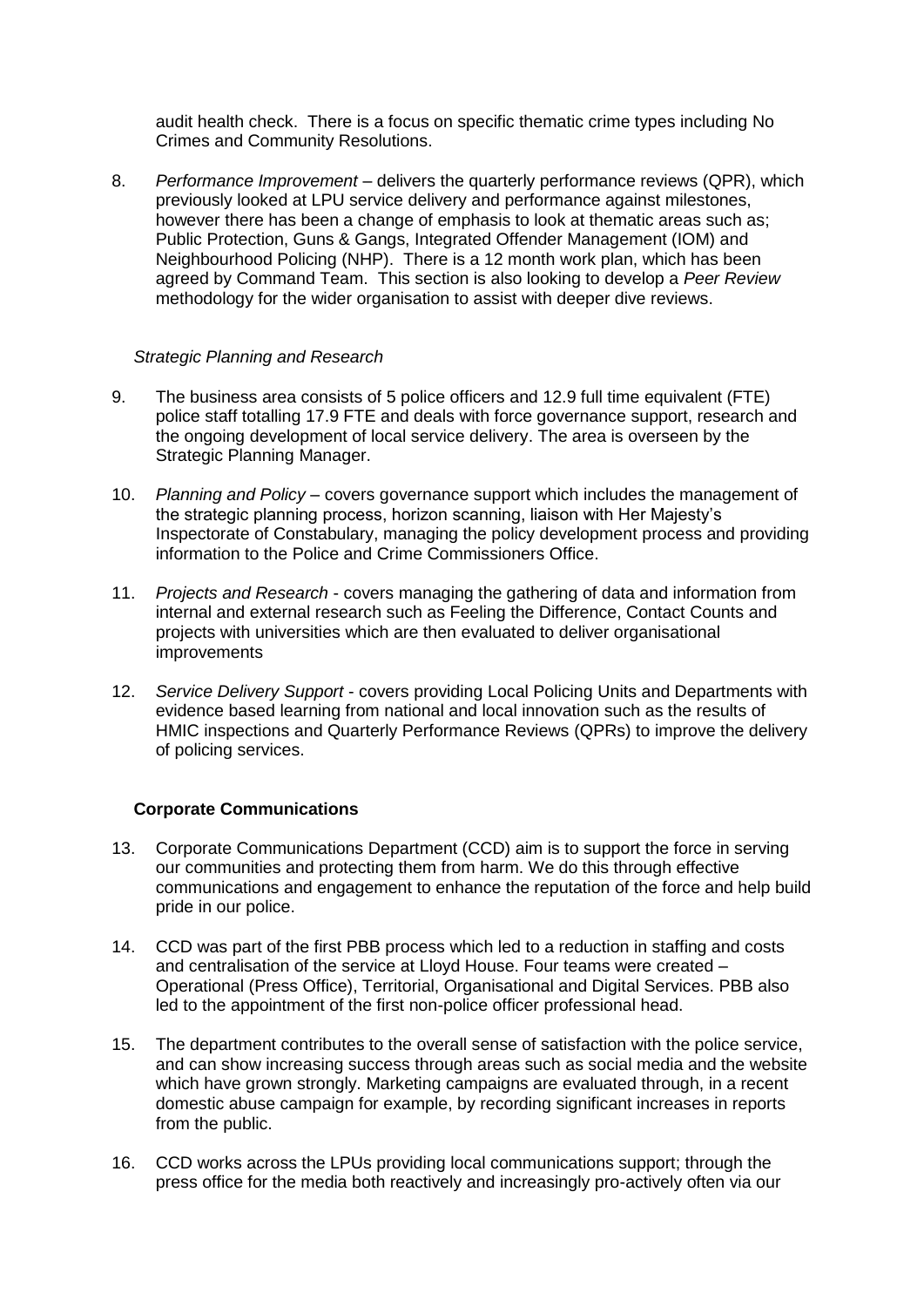audit health check. There is a focus on specific thematic crime types including No Crimes and Community Resolutions.

8. *Performance Improvement* – delivers the quarterly performance reviews (QPR), which previously looked at LPU service delivery and performance against milestones, however there has been a change of emphasis to look at thematic areas such as; Public Protection, Guns & Gangs, Integrated Offender Management (IOM) and Neighbourhood Policing (NHP). There is a 12 month work plan, which has been agreed by Command Team. This section is also looking to develop a *Peer Review* methodology for the wider organisation to assist with deeper dive reviews.

*Strategic Planning and Research*

9. The business area consists of 5 police officers and 12.9 full time equivalent (FTE) police staff totalling 17.9 FTE and deals with force governance support, research and the ongoing development of local service delivery. The area is overseen by the Strategic Planning Manager.

10. *Planning and Policy* – covers governance support which includes the management of the strategic planning process, horizon scanning, liaison with Her Majesty's Inspectorate of Constabulary, managing the policy development process and providing information to the Police and Crime Commissioners Office.

11. *Projects and Research* - covers managing the gathering of data and information from internal and external research such as Feeling the Difference, Contact Counts and projects with universities which are then evaluated to deliver organisational improvements

12. *Service Delivery Support* - covers providing Local Policing Units and Departments with evidence based learning from national and local innovation such as the results of HMIC inspections and Quarterly Performance Reviews (QPRs) to improve the delivery of policing services.

**Corporate Communications**

13. Corporate Communications Department (CCD) aim is to support the force in serving our communities and protecting them from harm. We do this through effective communications and engagement to enhance the reputation of the force and help build pride in our police.

14. CCD was part of the first PBB process which led to a reduction in staffing and costs and centralisation of the service at Lloyd House. Four teams were created – Operational (Press Office), Territorial, Organisational and Digital Services. PBB also led to the appointment of the first non-police officer professional head.

15. The department contributes to the overall sense of satisfaction with the police service, and can show increasing success through areas such as social media and the website which have grown strongly. Marketing campaigns are evaluated through, in a recent domestic abuse campaign for example, by recording significant increases in reports from the public.

16. CCD works across the LPUs providing local communications support; through the press office for the media both reactively and increasingly pro-actively often via our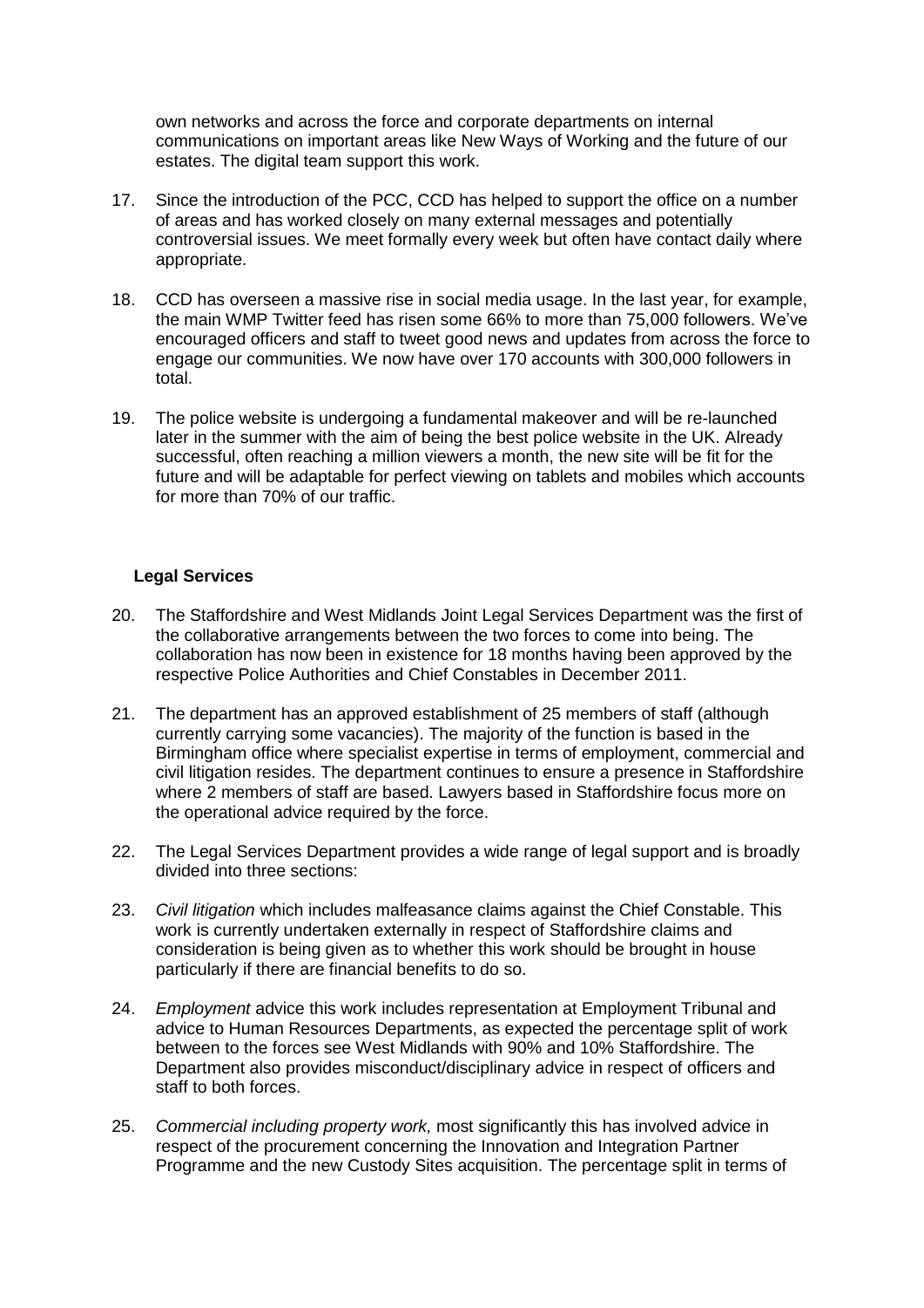own networks and across the force and corporate departments on internal communications on important areas like New Ways of Working and the future of our estates. The digital team support this work.

17. Since the introduction of the PCC, CCD has helped to support the office on a number of areas and has worked closely on many external messages and potentially controversial issues. We meet formally every week but often have contact daily where appropriate.

18. CCD has overseen a massive rise in social media usage. In the last year, for example, the main WMP Twitter feed has risen some 66% to more than 75,000 followers. We've encouraged officers and staff to tweet good news and updates from across the force to engage our communities. We now have over 170 accounts with 300,000 followers in total.

19. The police website is undergoing a fundamental makeover and will be re-launched later in the summer with the aim of being the best police website in the UK. Already successful, often reaching a million viewers a month, the new site will be fit for the future and will be adaptable for perfect viewing on tablets and mobiles which accounts for more than 70% of our traffic.

### Legal Services

20. The Staffordshire and West Midlands Joint Legal Services Department was the first of the collaborative arrangements between the two forces to come into being. The collaboration has now been in existence for 18 months having been approved by the respective Police Authorities and Chief Constables in December 2011.

21. The department has an approved establishment of 25 members of staff (although currently carrying some vacancies). The majority of the function is based in the Birmingham office where specialist expertise in terms of employment, commercial and civil litigation resides. The department continues to ensure a presence in Staffordshire where 2 members of staff are based. Lawyers based in Staffordshire focus more on the operational advice required by the force.

22. The Legal Services Department provides a wide range of legal support and is broadly divided into three sections:

23. *Civil litigation* which includes malfeasance claims against the Chief Constable. This work is currently undertaken externally in respect of Staffordshire claims and consideration is being given as to whether this work should be brought in house particularly if there are financial benefits to do so.

24. *Employment* advice this work includes representation at Employment Tribunal and advice to Human Resources Departments, as expected the percentage split of work between to the forces see West Midlands with 90% and 10% Staffordshire. The Department also provides misconduct/disciplinary advice in respect of officers and staff to both forces.

25. *Commercial including property work,* most significantly this has involved advice in respect of the procurement concerning the Innovation and Integration Partner Programme and the new Custody Sites acquisition. The percentage split in terms of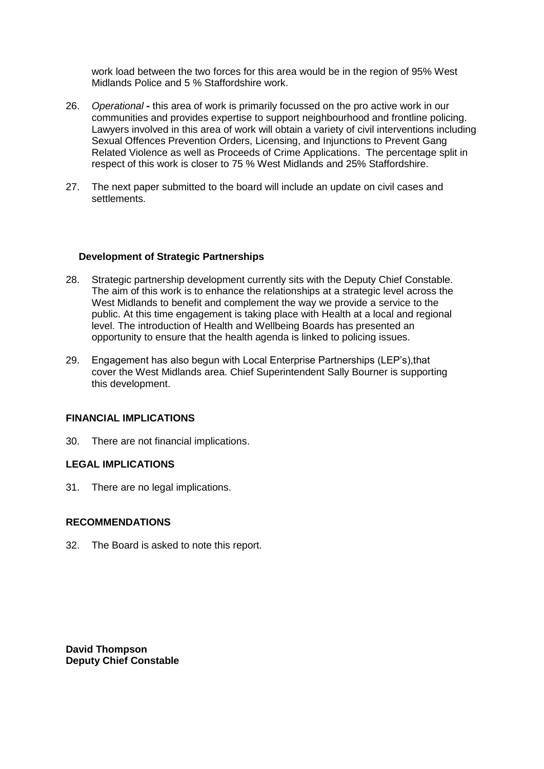work load between the two forces for this area would be in the region of 95% West Midlands Police and 5 % Staffordshire work.

26. *Operational* **-** this area of work is primarily focussed on the pro active work in our communities and provides expertise to support neighbourhood and frontline policing. Lawyers involved in this area of work will obtain a variety of civil interventions including Sexual Offences Prevention Orders, Licensing, and Injunctions to Prevent Gang Related Violence as well as Proceeds of Crime Applications. The percentage split in respect of this work is closer to 75 % West Midlands and 25% Staffordshire.

27. The next paper submitted to the board will include an update on civil cases and settlements.

**Development of Strategic Partnerships**

28. Strategic partnership development currently sits with the Deputy Chief Constable. The aim of this work is to enhance the relationships at a strategic level across the West Midlands to benefit and complement the way we provide a service to the public. At this time engagement is taking place with Health at a local and regional level. The introduction of Health and Wellbeing Boards has presented an opportunity to ensure that the health agenda is linked to policing issues.

29. Engagement has also begun with Local Enterprise Partnerships (LEP's),that cover the West Midlands area. Chief Superintendent Sally Bourner is supporting this development.

## FINANCIAL IMPLICATIONS

30. There are not financial implications.

## LEGAL IMPLICATIONS

31. There are no legal implications.

## RECOMMENDATIONS

32. The Board is asked to note this report.

**David Thompson**
**Deputy Chief Constable**